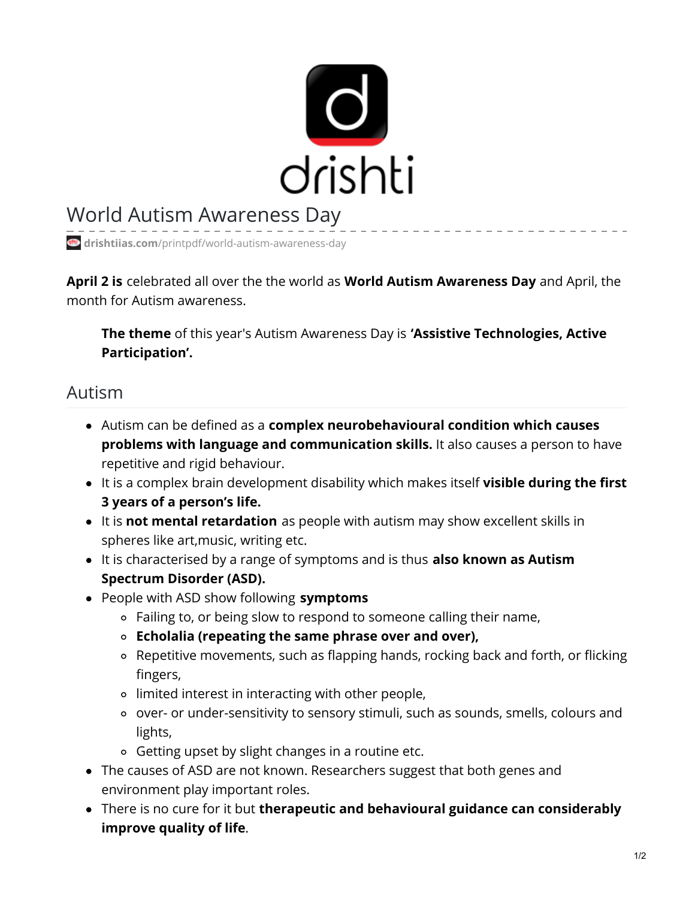# World Autism Awareness Day

drishtiias.com/printpdf/world-autism-awareness-day

**April 2 is** celebrated all over the the world as **World Autism Awareness Day** and April, the month for Autism awareness.

> **The theme** of this year's Autism Awareness Day is **'Assistive Technologies, Active Participation'.**

## Autism

- Autism can be defined as a **complex neurobehavioural condition which causes problems with language and communication skills.** It also causes a person to have repetitive and rigid behaviour.
- It is a complex brain development disability which makes itself **visible during the first 3 years of a person's life.**
- It is **not mental retardation** as people with autism may show excellent skills in spheres like art,music, writing etc.
- It is characterised by a range of symptoms and is thus **also known as Autism Spectrum Disorder (ASD).**
- People with ASD show following **symptoms**
  - Failing to, or being slow to respond to someone calling their name,
  - **Echolalia (repeating the same phrase over and over),**
  - Repetitive movements, such as flapping hands, rocking back and forth, or flicking fingers,
  - limited interest in interacting with other people,
  - over- or under-sensitivity to sensory stimuli, such as sounds, smells, colours and lights,
  - Getting upset by slight changes in a routine etc.
- The causes of ASD are not known. Researchers suggest that both genes and environment play important roles.
- There is no cure for it but **therapeutic and behavioural guidance can considerably improve quality of life**.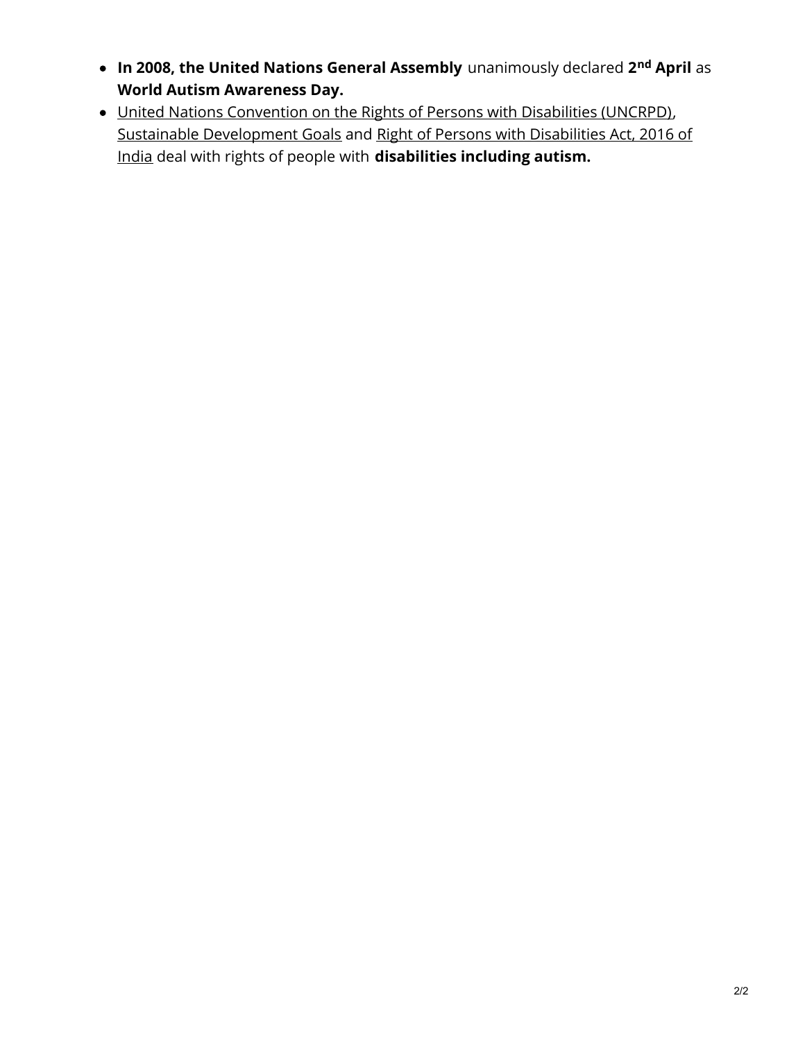- **In 2008, the United Nations General Assembly** unanimously declared **2nd April** as **World Autism Awareness Day.**
- United Nations Convention on the Rights of Persons with Disabilities (UNCRPD), Sustainable Development Goals and Right of Persons with Disabilities Act, 2016 of India deal with rights of people with **disabilities including autism.**